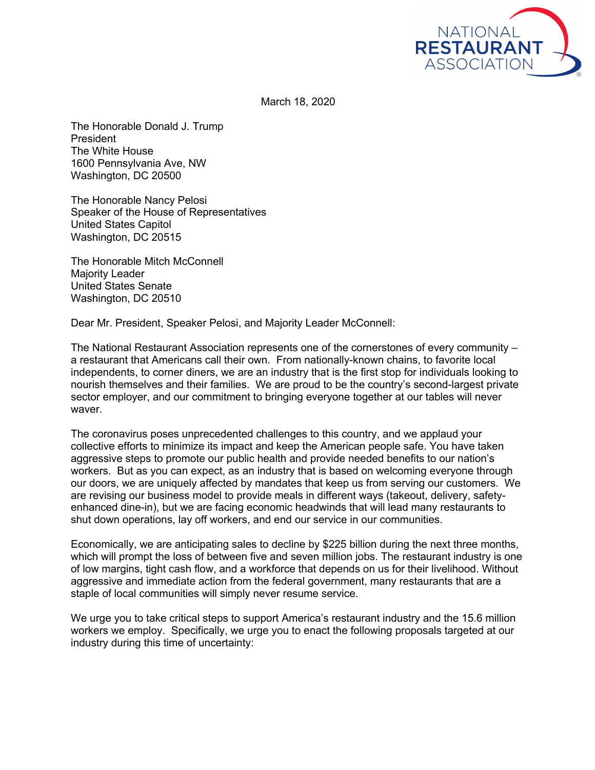March 18, 2020

The Honorable Donald J. Trump
President
The White House
1600 Pennsylvania Ave, NW
Washington, DC 20500

The Honorable Nancy Pelosi
Speaker of the House of Representatives
United States Capitol
Washington, DC 20515

The Honorable Mitch McConnell
Majority Leader
United States Senate
Washington, DC 20510

Dear Mr. President, Speaker Pelosi, and Majority Leader McConnell:

The National Restaurant Association represents one of the cornerstones of every community – a restaurant that Americans call their own. From nationally-known chains, to favorite local independents, to corner diners, we are an industry that is the first stop for individuals looking to nourish themselves and their families. We are proud to be the country's second-largest private sector employer, and our commitment to bringing everyone together at our tables will never waver.

The coronavirus poses unprecedented challenges to this country, and we applaud your collective efforts to minimize its impact and keep the American people safe. You have taken aggressive steps to promote our public health and provide needed benefits to our nation's workers. But as you can expect, as an industry that is based on welcoming everyone through our doors, we are uniquely affected by mandates that keep us from serving our customers. We are revising our business model to provide meals in different ways (takeout, delivery, safety-enhanced dine-in), but we are facing economic headwinds that will lead many restaurants to shut down operations, lay off workers, and end our service in our communities.

Economically, we are anticipating sales to decline by $225 billion during the next three months, which will prompt the loss of between five and seven million jobs. The restaurant industry is one of low margins, tight cash flow, and a workforce that depends on us for their livelihood. Without aggressive and immediate action from the federal government, many restaurants that are a staple of local communities will simply never resume service.

We urge you to take critical steps to support America's restaurant industry and the 15.6 million workers we employ. Specifically, we urge you to enact the following proposals targeted at our industry during this time of uncertainty: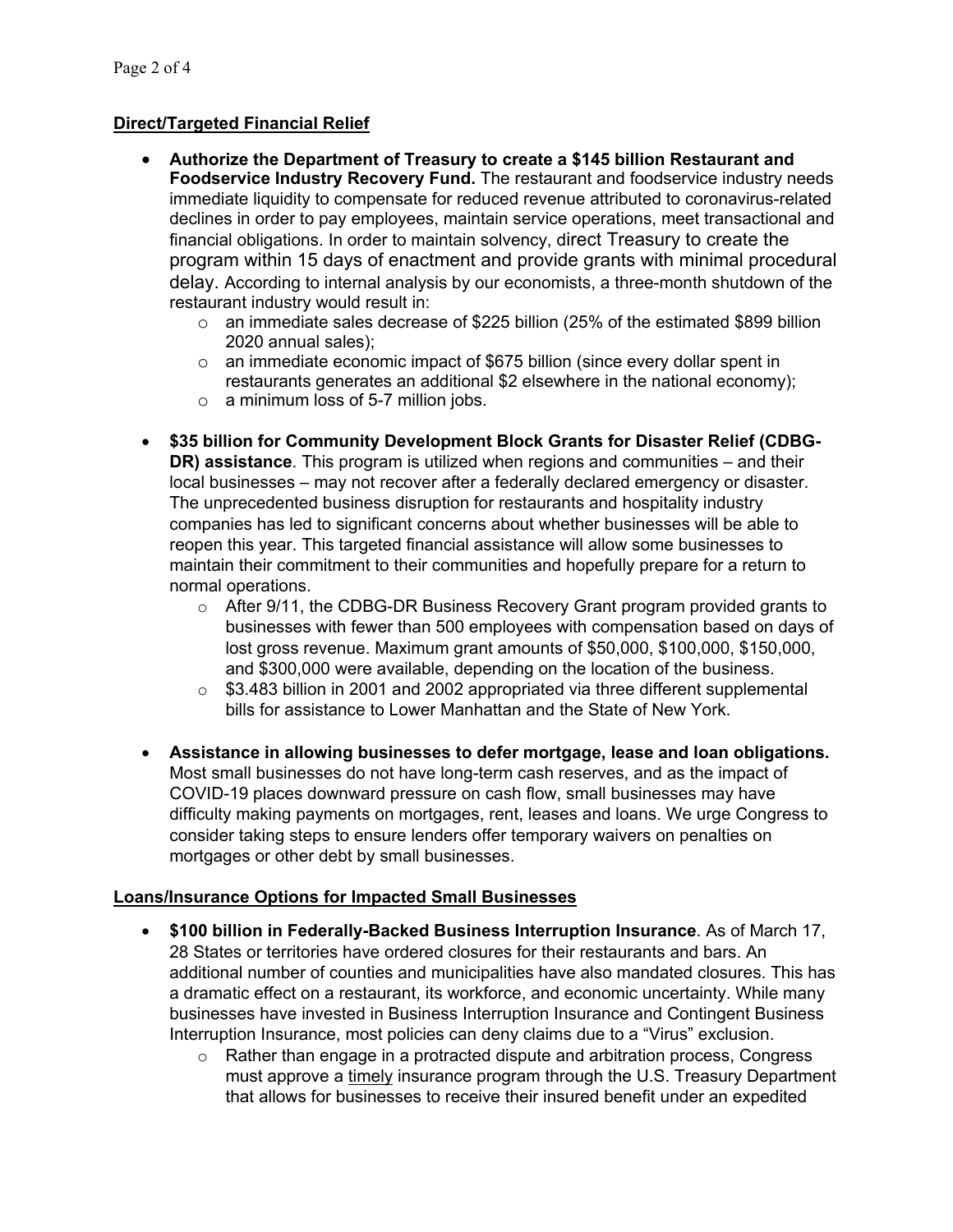**Direct/Targeted Financial Relief**

- **Authorize the Department of Treasury to create a $145 billion Restaurant and Foodservice Industry Recovery Fund.** The restaurant and foodservice industry needs immediate liquidity to compensate for reduced revenue attributed to coronavirus-related declines in order to pay employees, maintain service operations, meet transactional and financial obligations. In order to maintain solvency, direct Treasury to create the program within 15 days of enactment and provide grants with minimal procedural delay. According to internal analysis by our economists, a three-month shutdown of the restaurant industry would result in:
  - an immediate sales decrease of $225 billion (25% of the estimated $899 billion 2020 annual sales);
  - an immediate economic impact of $675 billion (since every dollar spent in restaurants generates an additional $2 elsewhere in the national economy);
  - a minimum loss of 5-7 million jobs.

- **$35 billion for Community Development Block Grants for Disaster Relief (CDBG-DR) assistance**. This program is utilized when regions and communities – and their local businesses – may not recover after a federally declared emergency or disaster. The unprecedented business disruption for restaurants and hospitality industry companies has led to significant concerns about whether businesses will be able to reopen this year. This targeted financial assistance will allow some businesses to maintain their commitment to their communities and hopefully prepare for a return to normal operations.
  - After 9/11, the CDBG-DR Business Recovery Grant program provided grants to businesses with fewer than 500 employees with compensation based on days of lost gross revenue. Maximum grant amounts of $50,000, $100,000, $150,000, and $300,000 were available, depending on the location of the business.
  - $3.483 billion in 2001 and 2002 appropriated via three different supplemental bills for assistance to Lower Manhattan and the State of New York.

- **Assistance in allowing businesses to defer mortgage, lease and loan obligations.** Most small businesses do not have long-term cash reserves, and as the impact of COVID-19 places downward pressure on cash flow, small businesses may have difficulty making payments on mortgages, rent, leases and loans. We urge Congress to consider taking steps to ensure lenders offer temporary waivers on penalties on mortgages or other debt by small businesses.

**Loans/Insurance Options for Impacted Small Businesses**

- **$100 billion in Federally-Backed Business Interruption Insurance**. As of March 17, 28 States or territories have ordered closures for their restaurants and bars. An additional number of counties and municipalities have also mandated closures. This has a dramatic effect on a restaurant, its workforce, and economic uncertainty. While many businesses have invested in Business Interruption Insurance and Contingent Business Interruption Insurance, most policies can deny claims due to a "Virus" exclusion.
  - Rather than engage in a protracted dispute and arbitration process, Congress must approve a timely insurance program through the U.S. Treasury Department that allows for businesses to receive their insured benefit under an expedited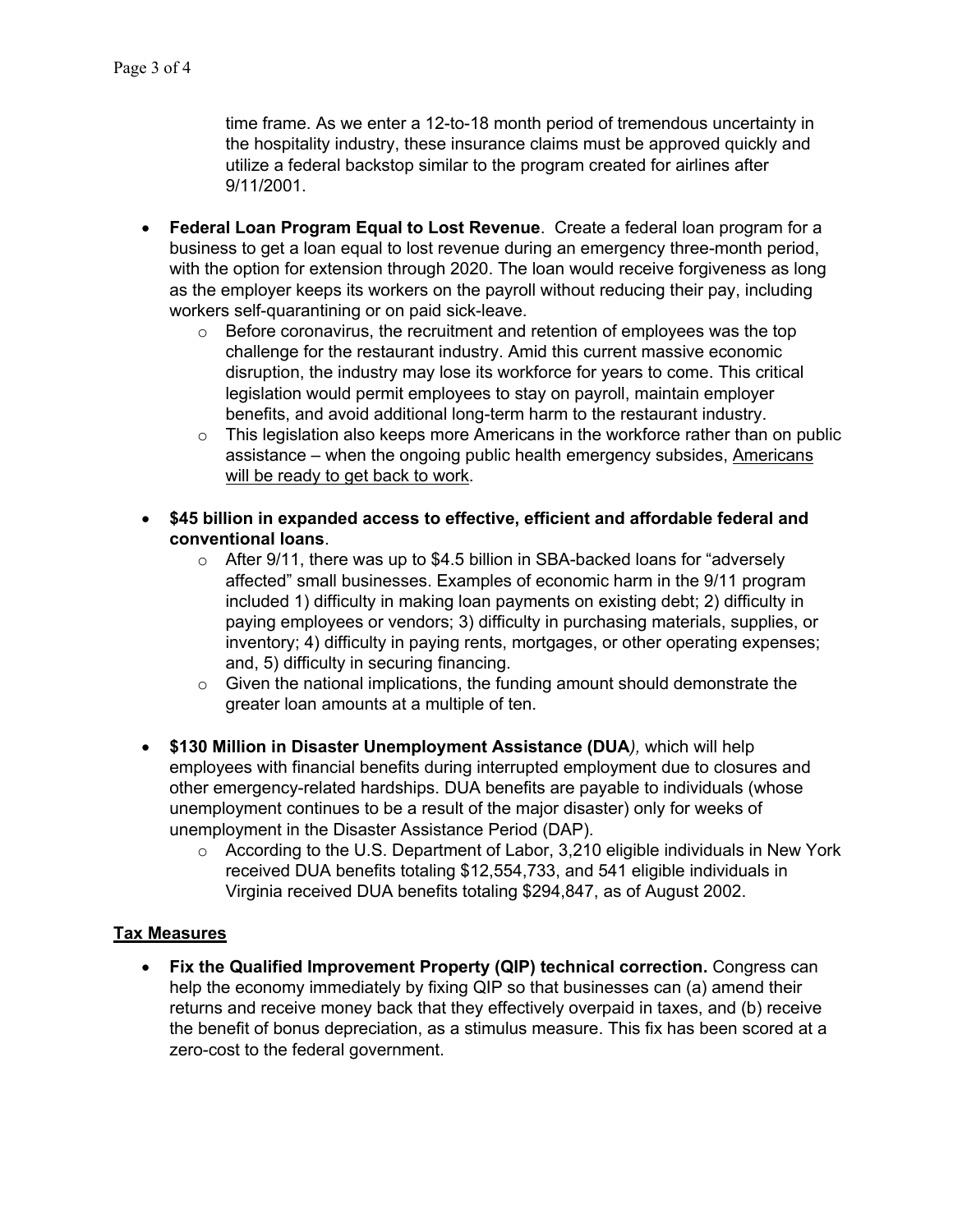time frame. As we enter a 12-to-18 month period of tremendous uncertainty in the hospitality industry, these insurance claims must be approved quickly and utilize a federal backstop similar to the program created for airlines after 9/11/2001.

- **Federal Loan Program Equal to Lost Revenue**. Create a federal loan program for a business to get a loan equal to lost revenue during an emergency three-month period, with the option for extension through 2020. The loan would receive forgiveness as long as the employer keeps its workers on the payroll without reducing their pay, including workers self-quarantining or on paid sick-leave.
  - Before coronavirus, the recruitment and retention of employees was the top challenge for the restaurant industry. Amid this current massive economic disruption, the industry may lose its workforce for years to come. This critical legislation would permit employees to stay on payroll, maintain employer benefits, and avoid additional long-term harm to the restaurant industry.
  - This legislation also keeps more Americans in the workforce rather than on public assistance – when the ongoing public health emergency subsides, <u>Americans will be ready to get back to work</u>.

- **$45 billion in expanded access to effective, efficient and affordable federal and conventional loans**.
  - After 9/11, there was up to $4.5 billion in SBA-backed loans for "adversely affected" small businesses. Examples of economic harm in the 9/11 program included 1) difficulty in making loan payments on existing debt; 2) difficulty in paying employees or vendors; 3) difficulty in purchasing materials, supplies, or inventory; 4) difficulty in paying rents, mortgages, or other operating expenses; and, 5) difficulty in securing financing.
  - Given the national implications, the funding amount should demonstrate the greater loan amounts at a multiple of ten.

- **$130 Million in Disaster Unemployment Assistance (DUA**), which will help employees with financial benefits during interrupted employment due to closures and other emergency-related hardships. DUA benefits are payable to individuals (whose unemployment continues to be a result of the major disaster) only for weeks of unemployment in the Disaster Assistance Period (DAP).
  - According to the U.S. Department of Labor, 3,210 eligible individuals in New York received DUA benefits totaling $12,554,733, and 541 eligible individuals in Virginia received DUA benefits totaling $294,847, as of August 2002.

## <u>Tax Measures</u>

- **Fix the Qualified Improvement Property (QIP) technical correction.** Congress can help the economy immediately by fixing QIP so that businesses can (a) amend their returns and receive money back that they effectively overpaid in taxes, and (b) receive the benefit of bonus depreciation, as a stimulus measure. This fix has been scored at a zero-cost to the federal government.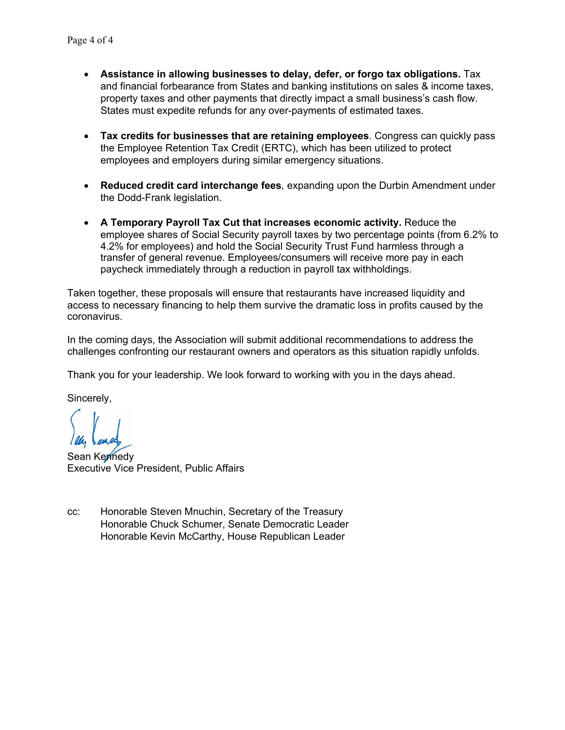- **Assistance in allowing businesses to delay, defer, or forgo tax obligations.** Tax and financial forbearance from States and banking institutions on sales & income taxes, property taxes and other payments that directly impact a small business's cash flow. States must expedite refunds for any over-payments of estimated taxes.

- **Tax credits for businesses that are retaining employees**. Congress can quickly pass the Employee Retention Tax Credit (ERTC), which has been utilized to protect employees and employers during similar emergency situations.

- **Reduced credit card interchange fees***,* expanding upon the Durbin Amendment under the Dodd-Frank legislation.

- **A Temporary Payroll Tax Cut that increases economic activity.** Reduce the employee shares of Social Security payroll taxes by two percentage points (from 6.2% to 4.2% for employees) and hold the Social Security Trust Fund harmless through a transfer of general revenue. Employees/consumers will receive more pay in each paycheck immediately through a reduction in payroll tax withholdings.

Taken together, these proposals will ensure that restaurants have increased liquidity and access to necessary financing to help them survive the dramatic loss in profits caused by the coronavirus.

In the coming days, the Association will submit additional recommendations to address the challenges confronting our restaurant owners and operators as this situation rapidly unfolds.

Thank you for your leadership. We look forward to working with you in the days ahead.

Sincerely,

Sean Kennedy
Executive Vice President, Public Affairs

cc: Honorable Steven Mnuchin, Secretary of the Treasury
Honorable Chuck Schumer, Senate Democratic Leader
Honorable Kevin McCarthy, House Republican Leader